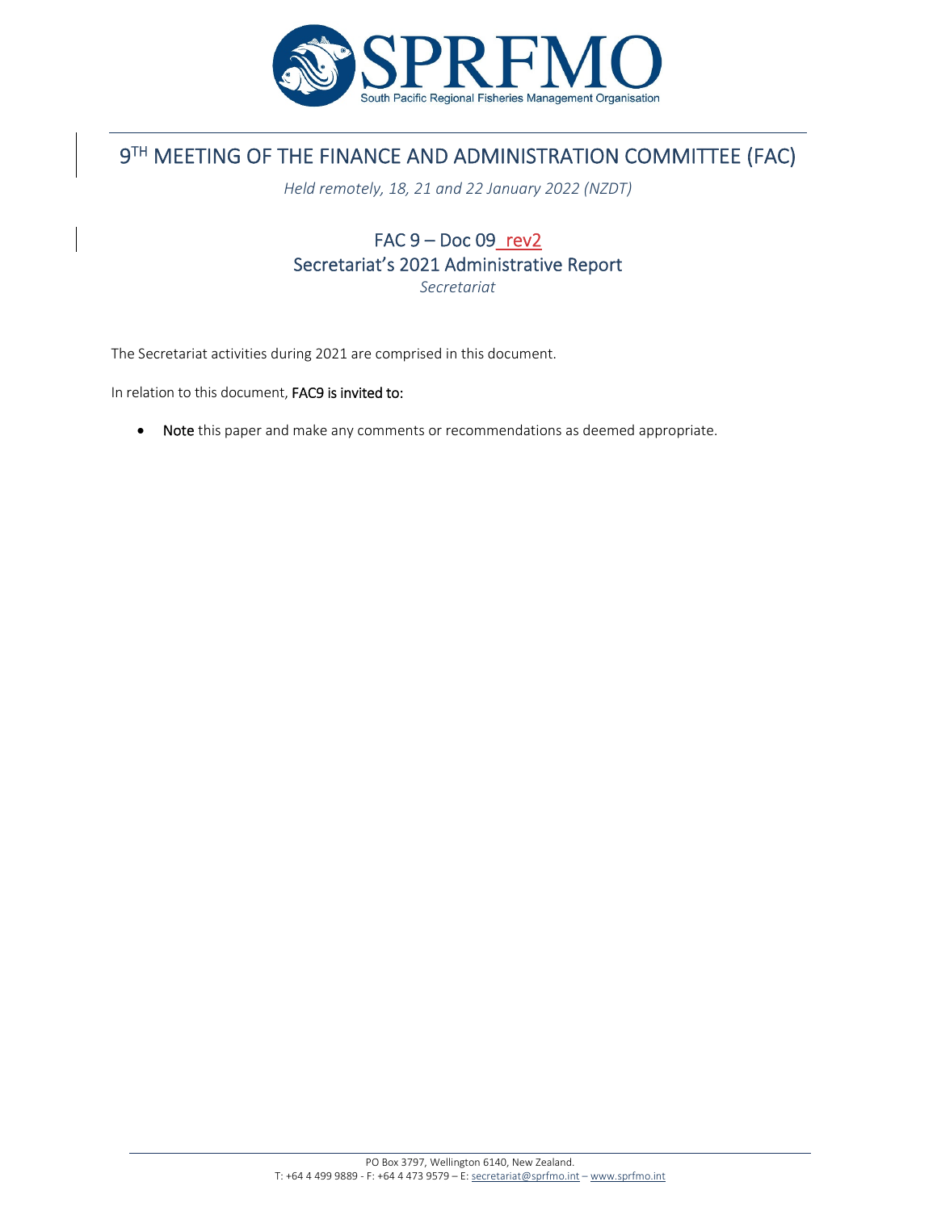# 9TH MEETING OF THE FINANCE AND ADMINISTRATION COMMITTEE (FAC)

*Held remotely, 18, 21 and 22 January 2022 (NZDT)*

## FAC 9 – Doc 09_rev2
## Secretariat's 2021 Administrative Report
*Secretariat*

The Secretariat activities during 2021 are comprised in this document.

In relation to this document, FAC9 is invited to:

- **Note** this paper and make any comments or recommendations as deemed appropriate.

PO Box 3797, Wellington 6140, New Zealand.
T: +64 4 499 9889 - F: +64 4 473 9579 – E: secretariat@sprfmo.int – www.sprfmo.int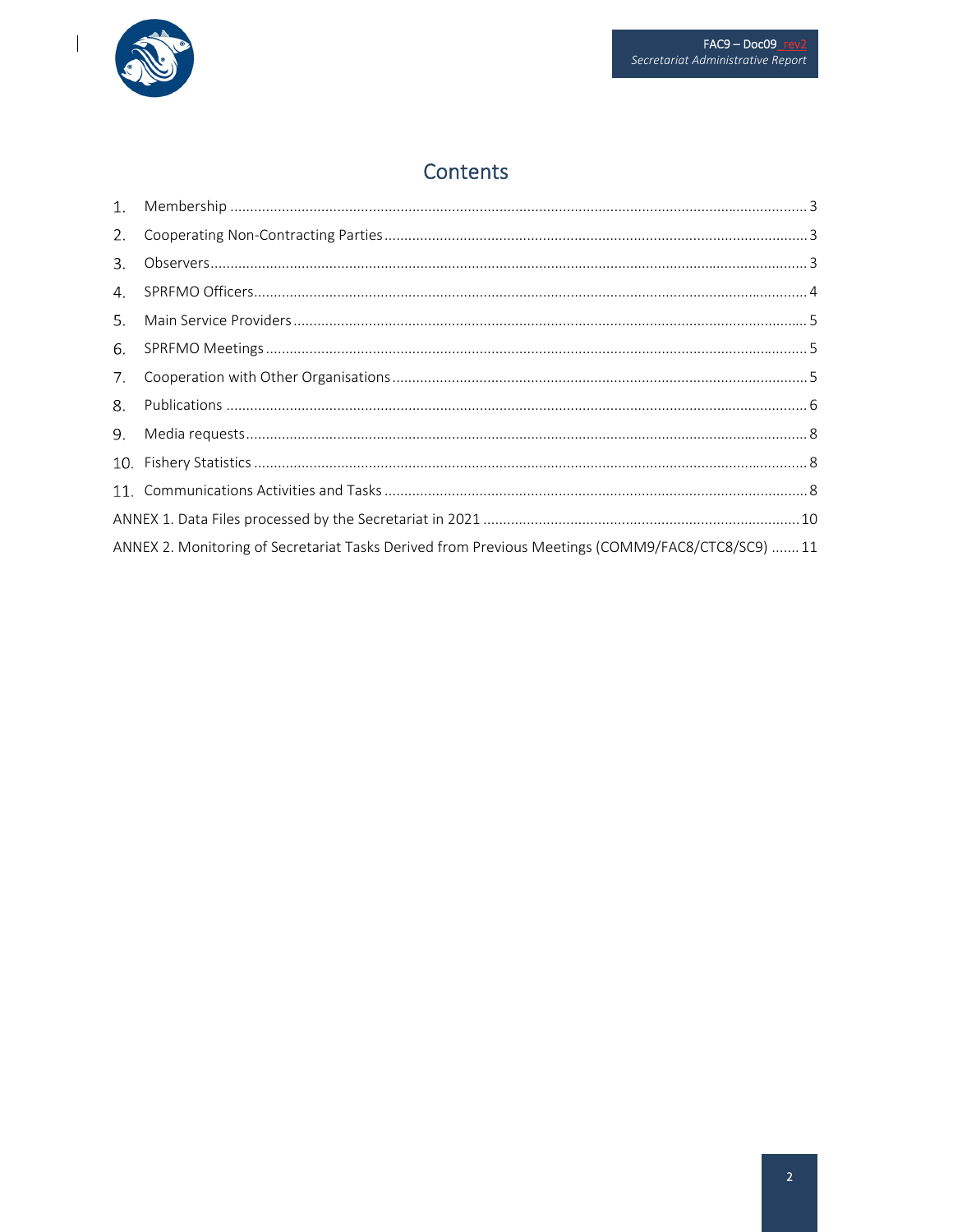# Contents

1. Membership ........ 3
2. Cooperating Non-Contracting Parties ........ 3
3. Observers ........ 3
4. SPRFMO Officers ........ 4
5. Main Service Providers ........ 5
6. SPRFMO Meetings ........ 5
7. Cooperation with Other Organisations ........ 5
8. Publications ........ 6
9. Media requests ........ 8
10. Fishery Statistics ........ 8
11. Communications Activities and Tasks ........ 8

ANNEX 1. Data Files processed by the Secretariat in 2021 ........ 10

ANNEX 2. Monitoring of Secretariat Tasks Derived from Previous Meetings (COMM9/FAC8/CTC8/SC9) ........ 11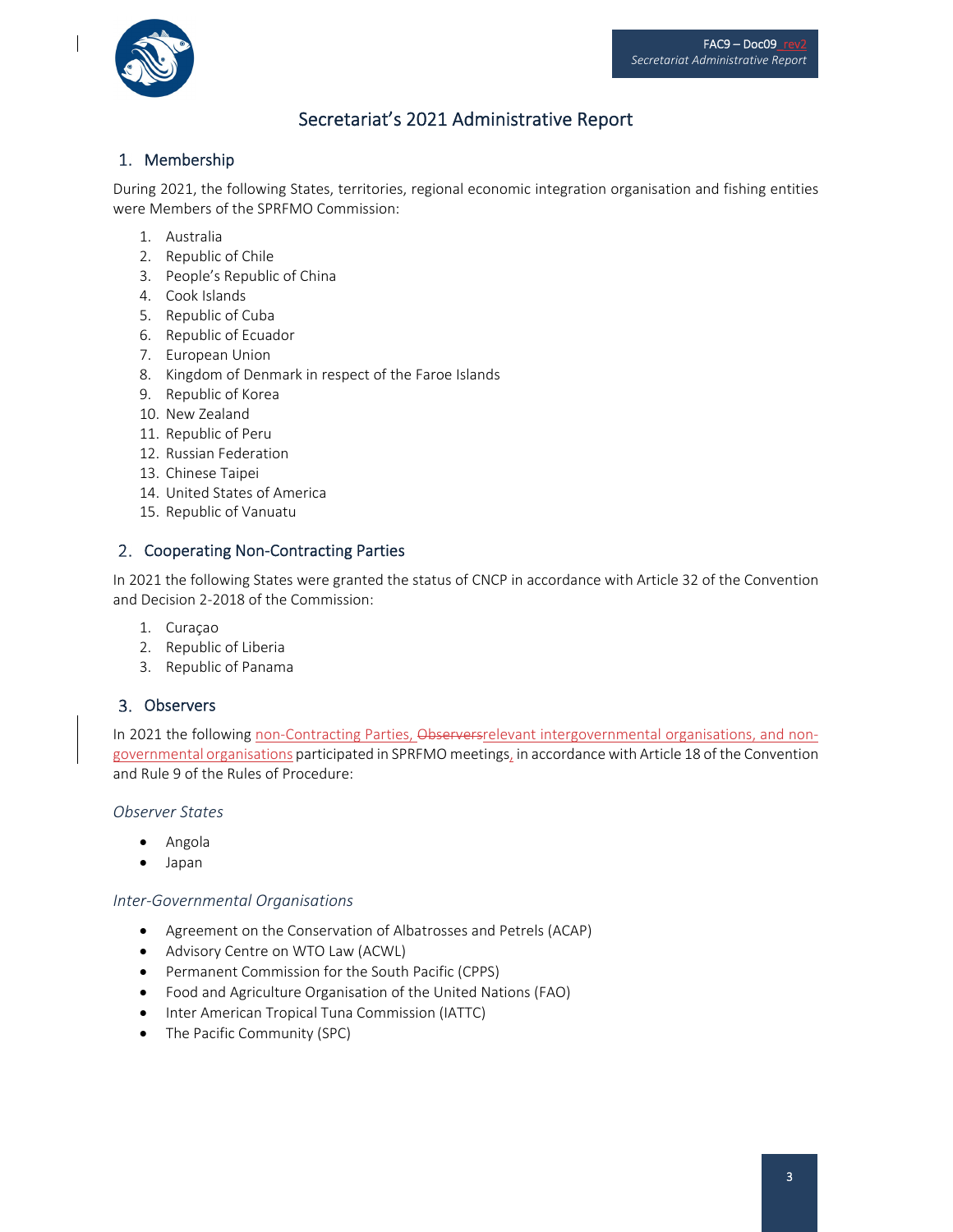# Secretariat's 2021 Administrative Report

## 1. Membership

During 2021, the following States, territories, regional economic integration organisation and fishing entities were Members of the SPRFMO Commission:

1. Australia
2. Republic of Chile
3. People's Republic of China
4. Cook Islands
5. Republic of Cuba
6. Republic of Ecuador
7. European Union
8. Kingdom of Denmark in respect of the Faroe Islands
9. Republic of Korea
10. New Zealand
11. Republic of Peru
12. Russian Federation
13. Chinese Taipei
14. United States of America
15. Republic of Vanuatu

## 2. Cooperating Non-Contracting Parties

In 2021 the following States were granted the status of CNCP in accordance with Article 32 of the Convention and Decision 2-2018 of the Commission:

1. Curaçao
2. Republic of Liberia
3. Republic of Panama

## 3. Observers

In 2021 the following non-Contracting Parties, ~~Observers~~relevant intergovernmental organisations, and non-governmental organisations participated in SPRFMO meetings, in accordance with Article 18 of the Convention and Rule 9 of the Rules of Procedure:

### *Observer States*

- Angola
- Japan

### *Inter-Governmental Organisations*

- Agreement on the Conservation of Albatrosses and Petrels (ACAP)
- Advisory Centre on WTO Law (ACWL)
- Permanent Commission for the South Pacific (CPPS)
- Food and Agriculture Organisation of the United Nations (FAO)
- Inter American Tropical Tuna Commission (IATTC)
- The Pacific Community (SPC)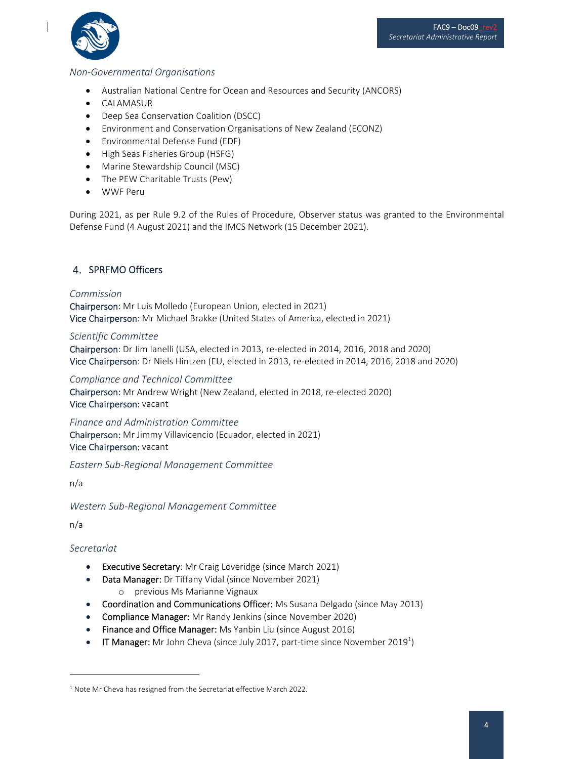*Non-Governmental Organisations*

- Australian National Centre for Ocean and Resources and Security (ANCORS)
- CALAMASUR
- Deep Sea Conservation Coalition (DSCC)
- Environment and Conservation Organisations of New Zealand (ECONZ)
- Environmental Defense Fund (EDF)
- High Seas Fisheries Group (HSFG)
- Marine Stewardship Council (MSC)
- The PEW Charitable Trusts (Pew)
- WWF Peru

During 2021, as per Rule 9.2 of the Rules of Procedure, Observer status was granted to the Environmental Defense Fund (4 August 2021) and the IMCS Network (15 December 2021).

## 4. SPRFMO Officers

*Commission*

Chairperson: Mr Luis Molledo (European Union, elected in 2021)
Vice Chairperson: Mr Michael Brakke (United States of America, elected in 2021)

*Scientific Committee*

Chairperson: Dr Jim Ianelli (USA, elected in 2013, re-elected in 2014, 2016, 2018 and 2020)
Vice Chairperson: Dr Niels Hintzen (EU, elected in 2013, re-elected in 2014, 2016, 2018 and 2020)

*Compliance and Technical Committee*

Chairperson: Mr Andrew Wright (New Zealand, elected in 2018, re-elected 2020)
Vice Chairperson: vacant

*Finance and Administration Committee*

Chairperson: Mr Jimmy Villavicencio (Ecuador, elected in 2021)
Vice Chairperson: vacant

*Eastern Sub-Regional Management Committee*

n/a

*Western Sub-Regional Management Committee*

n/a

*Secretariat*

- Executive Secretary: Mr Craig Loveridge (since March 2021)
- Data Manager: Dr Tiffany Vidal (since November 2021)
  - previous Ms Marianne Vignaux
- Coordination and Communications Officer: Ms Susana Delgado (since May 2013)
- Compliance Manager: Mr Randy Jenkins (since November 2020)
- Finance and Office Manager: Ms Yanbin Liu (since August 2016)
- IT Manager: Mr John Cheva (since July 2017, part-time since November 2019[1])

[1] Note Mr Cheva has resigned from the Secretariat effective March 2022.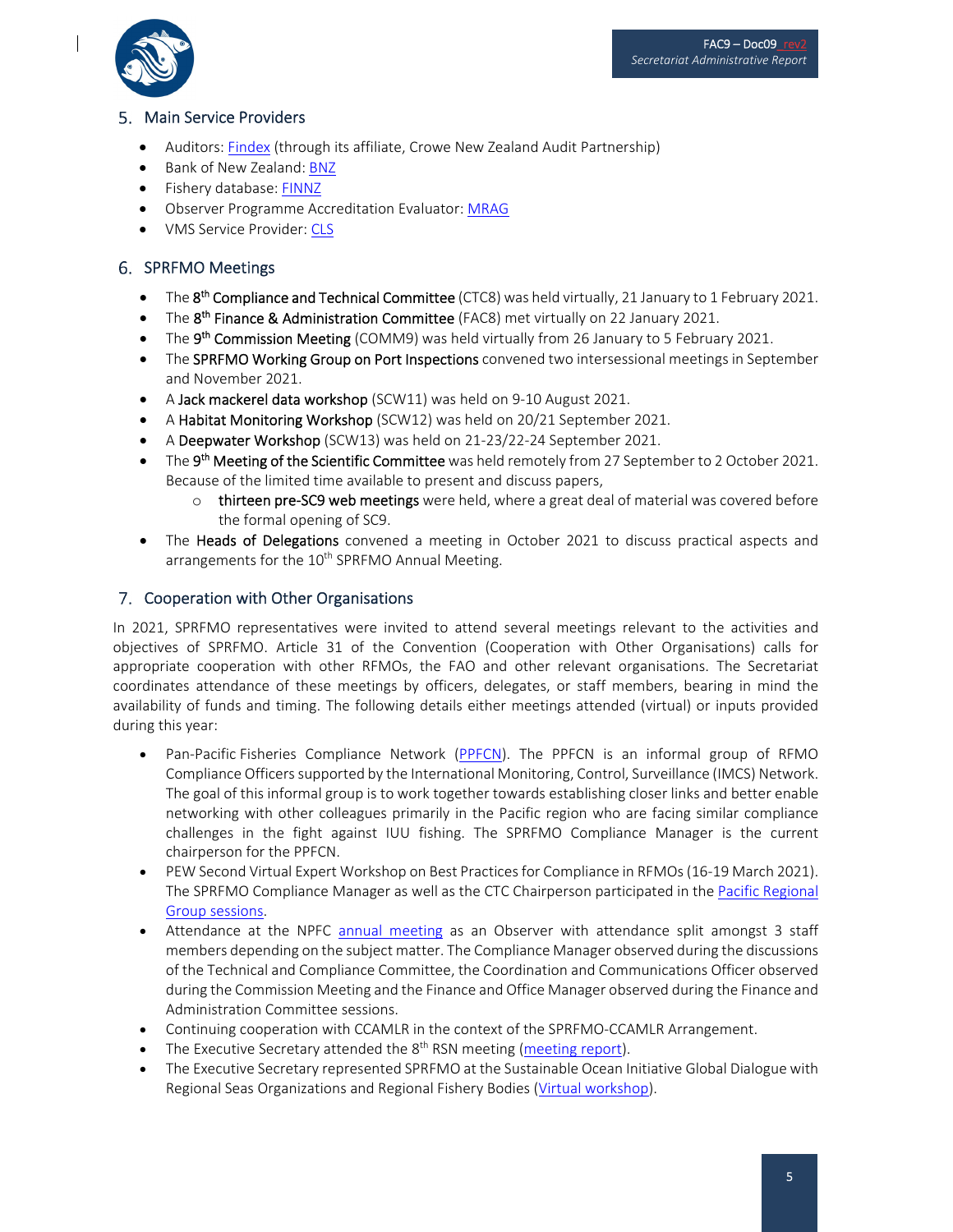## 5. Main Service Providers

- Auditors: Findex (through its affiliate, Crowe New Zealand Audit Partnership)
- Bank of New Zealand: BNZ
- Fishery database: FINNZ
- Observer Programme Accreditation Evaluator: MRAG
- VMS Service Provider: CLS

## 6. SPRFMO Meetings

- The 8th Compliance and Technical Committee (CTC8) was held virtually, 21 January to 1 February 2021.
- The 8th Finance & Administration Committee (FAC8) met virtually on 22 January 2021.
- The 9th Commission Meeting (COMM9) was held virtually from 26 January to 5 February 2021.
- The SPRFMO Working Group on Port Inspections convened two intersessional meetings in September and November 2021.
- A Jack mackerel data workshop (SCW11) was held on 9-10 August 2021.
- A Habitat Monitoring Workshop (SCW12) was held on 20/21 September 2021.
- A Deepwater Workshop (SCW13) was held on 21-23/22-24 September 2021.
- The 9th Meeting of the Scientific Committee was held remotely from 27 September to 2 October 2021. Because of the limited time available to present and discuss papers,
  - thirteen pre-SC9 web meetings were held, where a great deal of material was covered before the formal opening of SC9.
- The Heads of Delegations convened a meeting in October 2021 to discuss practical aspects and arrangements for the 10th SPRFMO Annual Meeting.

## 7. Cooperation with Other Organisations

In 2021, SPRFMO representatives were invited to attend several meetings relevant to the activities and objectives of SPRFMO. Article 31 of the Convention (Cooperation with Other Organisations) calls for appropriate cooperation with other RFMOs, the FAO and other relevant organisations. The Secretariat coordinates attendance of these meetings by officers, delegates, or staff members, bearing in mind the availability of funds and timing. The following details either meetings attended (virtual) or inputs provided during this year:

- Pan-Pacific Fisheries Compliance Network (PPFCN). The PPFCN is an informal group of RFMO Compliance Officers supported by the International Monitoring, Control, Surveillance (IMCS) Network. The goal of this informal group is to work together towards establishing closer links and better enable networking with other colleagues primarily in the Pacific region who are facing similar compliance challenges in the fight against IUU fishing. The SPRFMO Compliance Manager is the current chairperson for the PPFCN.
- PEW Second Virtual Expert Workshop on Best Practices for Compliance in RFMOs (16-19 March 2021). The SPRFMO Compliance Manager as well as the CTC Chairperson participated in the Pacific Regional Group sessions.
- Attendance at the NPFC annual meeting as an Observer with attendance split amongst 3 staff members depending on the subject matter. The Compliance Manager observed during the discussions of the Technical and Compliance Committee, the Coordination and Communications Officer observed during the Commission Meeting and the Finance and Office Manager observed during the Finance and Administration Committee sessions.
- Continuing cooperation with CCAMLR in the context of the SPRFMO-CCAMLR Arrangement.
- The Executive Secretary attended the 8th RSN meeting (meeting report).
- The Executive Secretary represented SPRFMO at the Sustainable Ocean Initiative Global Dialogue with Regional Seas Organizations and Regional Fishery Bodies (Virtual workshop).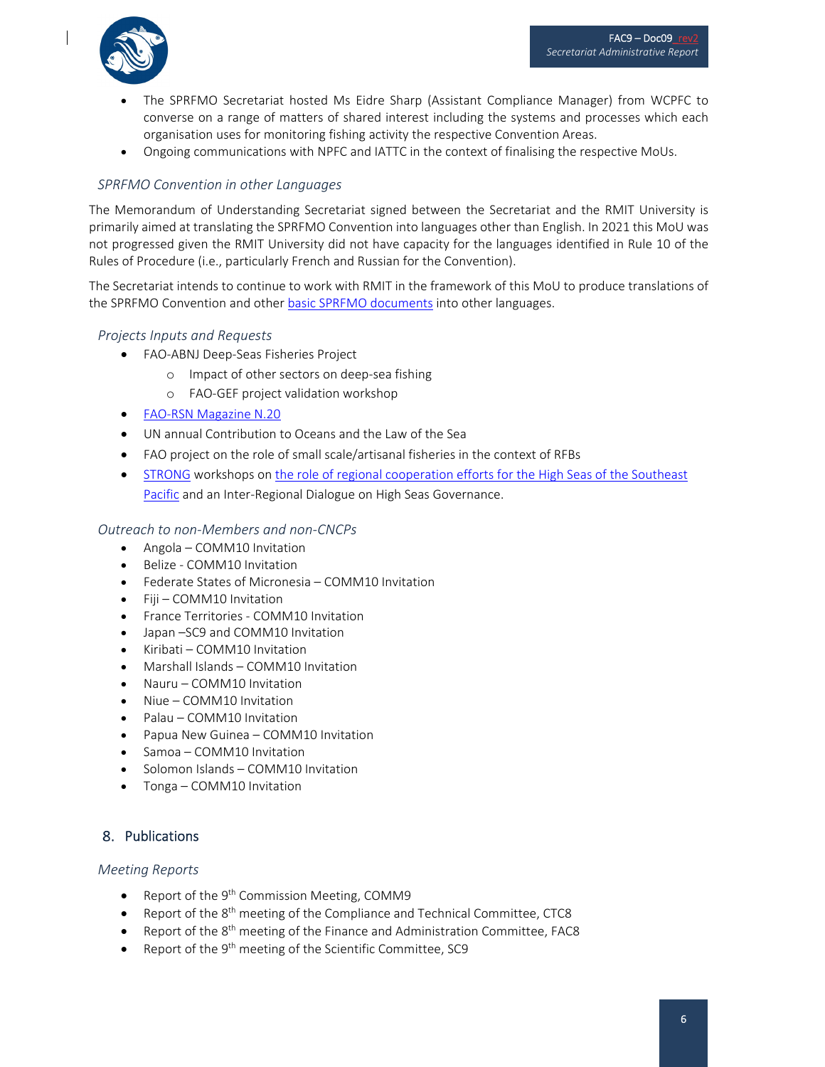- The SPRFMO Secretariat hosted Ms Eidre Sharp (Assistant Compliance Manager) from WCPFC to converse on a range of matters of shared interest including the systems and processes which each organisation uses for monitoring fishing activity the respective Convention Areas.
- Ongoing communications with NPFC and IATTC in the context of finalising the respective MoUs.

### *SPRFMO Convention in other Languages*

The Memorandum of Understanding Secretariat signed between the Secretariat and the RMIT University is primarily aimed at translating the SPRFMO Convention into languages other than English. In 2021 this MoU was not progressed given the RMIT University did not have capacity for the languages identified in Rule 10 of the Rules of Procedure (i.e., particularly French and Russian for the Convention).

The Secretariat intends to continue to work with RMIT in the framework of this MoU to produce translations of the SPRFMO Convention and other basic SPRFMO documents into other languages.

### *Projects Inputs and Requests*

- FAO-ABNJ Deep-Seas Fisheries Project
  - Impact of other sectors on deep-sea fishing
  - FAO-GEF project validation workshop
- FAO-RSN Magazine N.20
- UN annual Contribution to Oceans and the Law of the Sea
- FAO project on the role of small scale/artisanal fisheries in the context of RFBs
- STRONG workshops on the role of regional cooperation efforts for the High Seas of the Southeast Pacific and an Inter-Regional Dialogue on High Seas Governance.

### *Outreach to non-Members and non-CNCPs*

- Angola – COMM10 Invitation
- Belize - COMM10 Invitation
- Federate States of Micronesia – COMM10 Invitation
- Fiji – COMM10 Invitation
- France Territories - COMM10 Invitation
- Japan –SC9 and COMM10 Invitation
- Kiribati – COMM10 Invitation
- Marshall Islands – COMM10 Invitation
- Nauru – COMM10 Invitation
- Niue – COMM10 Invitation
- Palau – COMM10 Invitation
- Papua New Guinea – COMM10 Invitation
- Samoa – COMM10 Invitation
- Solomon Islands – COMM10 Invitation
- Tonga – COMM10 Invitation

## 8. Publications

### *Meeting Reports*

- Report of the 9th Commission Meeting, COMM9
- Report of the 8th meeting of the Compliance and Technical Committee, CTC8
- Report of the 8th meeting of the Finance and Administration Committee, FAC8
- Report of the 9th meeting of the Scientific Committee, SC9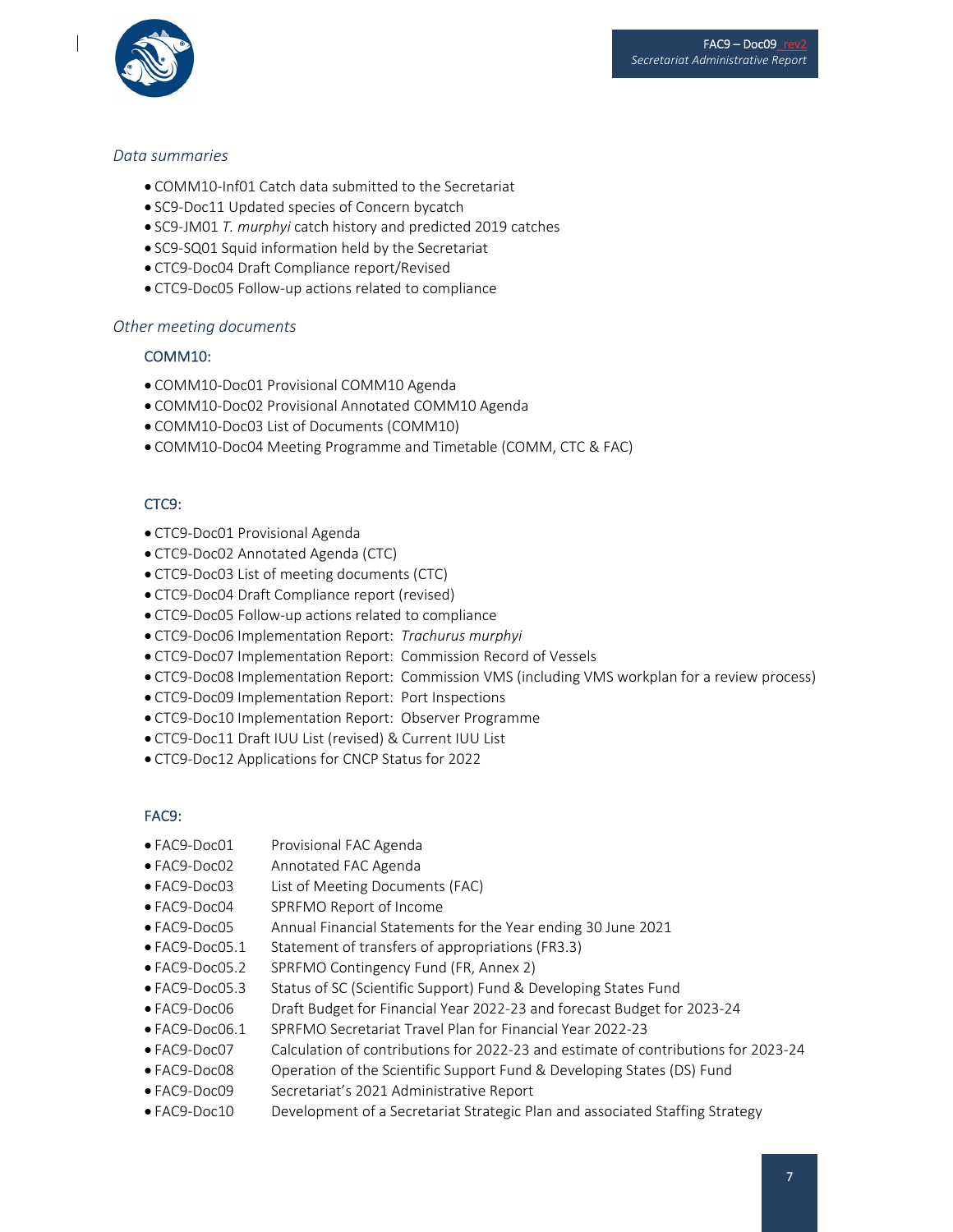### *Data summaries*

- COMM10-Inf01 Catch data submitted to the Secretariat
- SC9-Doc11 Updated species of Concern bycatch
- SC9-JM01 *T. murphyi* catch history and predicted 2019 catches
- SC9-SQ01 Squid information held by the Secretariat
- CTC9-Doc04 Draft Compliance report/Revised
- CTC9-Doc05 Follow-up actions related to compliance

### *Other meeting documents*

#### COMM10:

- COMM10-Doc01 Provisional COMM10 Agenda
- COMM10-Doc02 Provisional Annotated COMM10 Agenda
- COMM10-Doc03 List of Documents (COMM10)
- COMM10-Doc04 Meeting Programme and Timetable (COMM, CTC & FAC)

#### CTC9:

- CTC9-Doc01 Provisional Agenda
- CTC9-Doc02 Annotated Agenda (CTC)
- CTC9-Doc03 List of meeting documents (CTC)
- CTC9-Doc04 Draft Compliance report (revised)
- CTC9-Doc05 Follow-up actions related to compliance
- CTC9-Doc06 Implementation Report: *Trachurus murphyi*
- CTC9-Doc07 Implementation Report: Commission Record of Vessels
- CTC9-Doc08 Implementation Report: Commission VMS (including VMS workplan for a review process)
- CTC9-Doc09 Implementation Report: Port Inspections
- CTC9-Doc10 Implementation Report: Observer Programme
- CTC9-Doc11 Draft IUU List (revised) & Current IUU List
- CTC9-Doc12 Applications for CNCP Status for 2022

#### FAC9:

- FAC9-Doc01 Provisional FAC Agenda
- FAC9-Doc02 Annotated FAC Agenda
- FAC9-Doc03 List of Meeting Documents (FAC)
- FAC9-Doc04 SPRFMO Report of Income
- FAC9-Doc05 Annual Financial Statements for the Year ending 30 June 2021
- FAC9-Doc05.1 Statement of transfers of appropriations (FR3.3)
- FAC9-Doc05.2 SPRFMO Contingency Fund (FR, Annex 2)
- FAC9-Doc05.3 Status of SC (Scientific Support) Fund & Developing States Fund
- FAC9-Doc06 Draft Budget for Financial Year 2022-23 and forecast Budget for 2023-24
- FAC9-Doc06.1 SPRFMO Secretariat Travel Plan for Financial Year 2022-23
- FAC9-Doc07 Calculation of contributions for 2022-23 and estimate of contributions for 2023-24
- FAC9-Doc08 Operation of the Scientific Support Fund & Developing States (DS) Fund
- FAC9-Doc09 Secretariat's 2021 Administrative Report
- FAC9-Doc10 Development of a Secretariat Strategic Plan and associated Staffing Strategy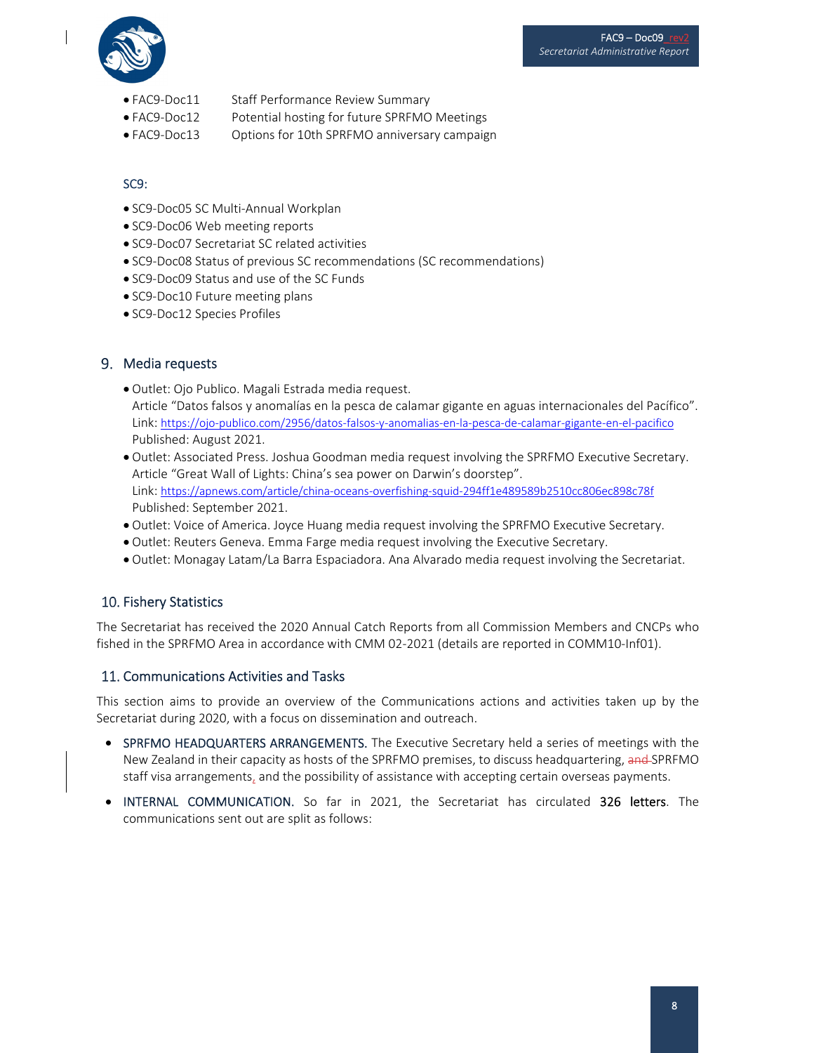- FAC9-Doc11 Staff Performance Review Summary
- FAC9-Doc12 Potential hosting for future SPRFMO Meetings
- FAC9-Doc13 Options for 10th SPRFMO anniversary campaign

SC9:

- SC9-Doc05 SC Multi-Annual Workplan
- SC9-Doc06 Web meeting reports
- SC9-Doc07 Secretariat SC related activities
- SC9-Doc08 Status of previous SC recommendations (SC recommendations)
- SC9-Doc09 Status and use of the SC Funds
- SC9-Doc10 Future meeting plans
- SC9-Doc12 Species Profiles

## 9. Media requests

- Outlet: Ojo Publico. Magali Estrada media request.
  Article "Datos falsos y anomalías en la pesca de calamar gigante en aguas internacionales del Pacífico".
  Link: https://ojo-publico.com/2956/datos-falsos-y-anomalias-en-la-pesca-de-calamar-gigante-en-el-pacifico
  Published: August 2021.
- Outlet: Associated Press. Joshua Goodman media request involving the SPRFMO Executive Secretary.
  Article "Great Wall of Lights: China's sea power on Darwin's doorstep".
  Link: https://apnews.com/article/china-oceans-overfishing-squid-294ff1e489589b2510cc806ec898c78f
  Published: September 2021.
- Outlet: Voice of America. Joyce Huang media request involving the SPRFMO Executive Secretary.
- Outlet: Reuters Geneva. Emma Farge media request involving the Executive Secretary.
- Outlet: Monagay Latam/La Barra Espaciadora. Ana Alvarado media request involving the Secretariat.

## 10. Fishery Statistics

The Secretariat has received the 2020 Annual Catch Reports from all Commission Members and CNCPs who fished in the SPRFMO Area in accordance with CMM 02-2021 (details are reported in COMM10-Inf01).

## 11. Communications Activities and Tasks

This section aims to provide an overview of the Communications actions and activities taken up by the Secretariat during 2020, with a focus on dissemination and outreach.

- SPRFMO HEADQUARTERS ARRANGEMENTS. The Executive Secretary held a series of meetings with the New Zealand in their capacity as hosts of the SPRFMO premises, to discuss headquartering, ~~and~~ SPRFMO staff visa arrangements, and the possibility of assistance with accepting certain overseas payments.
- INTERNAL COMMUNICATION. So far in 2021, the Secretariat has circulated **326 letters**. The communications sent out are split as follows: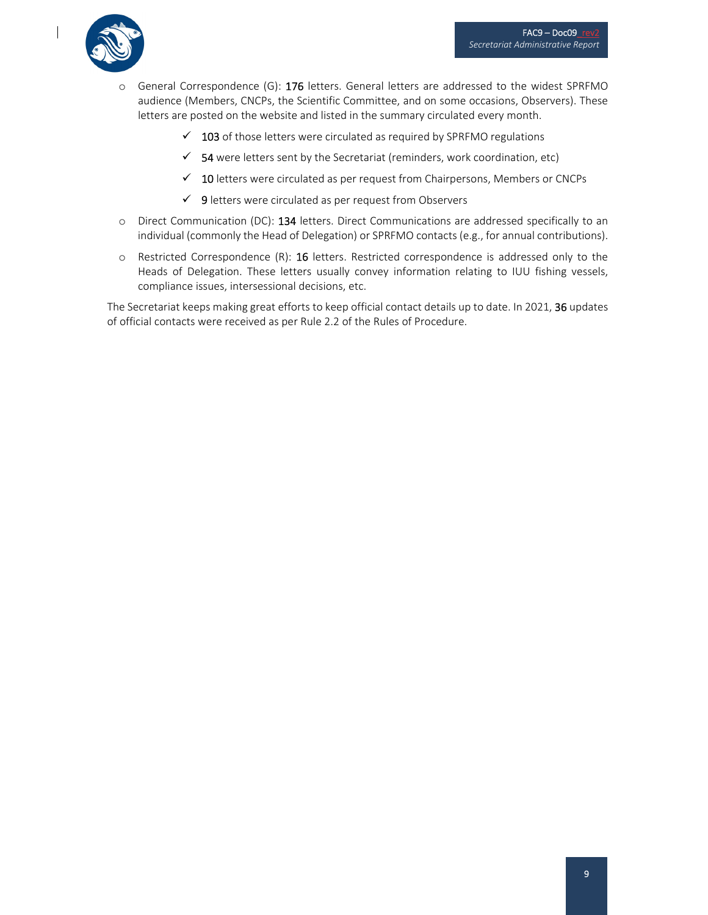- General Correspondence (G): 176 letters. General letters are addressed to the widest SPRFMO audience (Members, CNCPs, the Scientific Committee, and on some occasions, Observers). These letters are posted on the website and listed in the summary circulated every month.
  - ✓ 103 of those letters were circulated as required by SPRFMO regulations
  - ✓ 54 were letters sent by the Secretariat (reminders, work coordination, etc)
  - ✓ 10 letters were circulated as per request from Chairpersons, Members or CNCPs
  - ✓ 9 letters were circulated as per request from Observers
- Direct Communication (DC): 134 letters. Direct Communications are addressed specifically to an individual (commonly the Head of Delegation) or SPRFMO contacts (e.g., for annual contributions).
- Restricted Correspondence (R): 16 letters. Restricted correspondence is addressed only to the Heads of Delegation. These letters usually convey information relating to IUU fishing vessels, compliance issues, intersessional decisions, etc.

The Secretariat keeps making great efforts to keep official contact details up to date. In 2021, 36 updates of official contacts were received as per Rule 2.2 of the Rules of Procedure.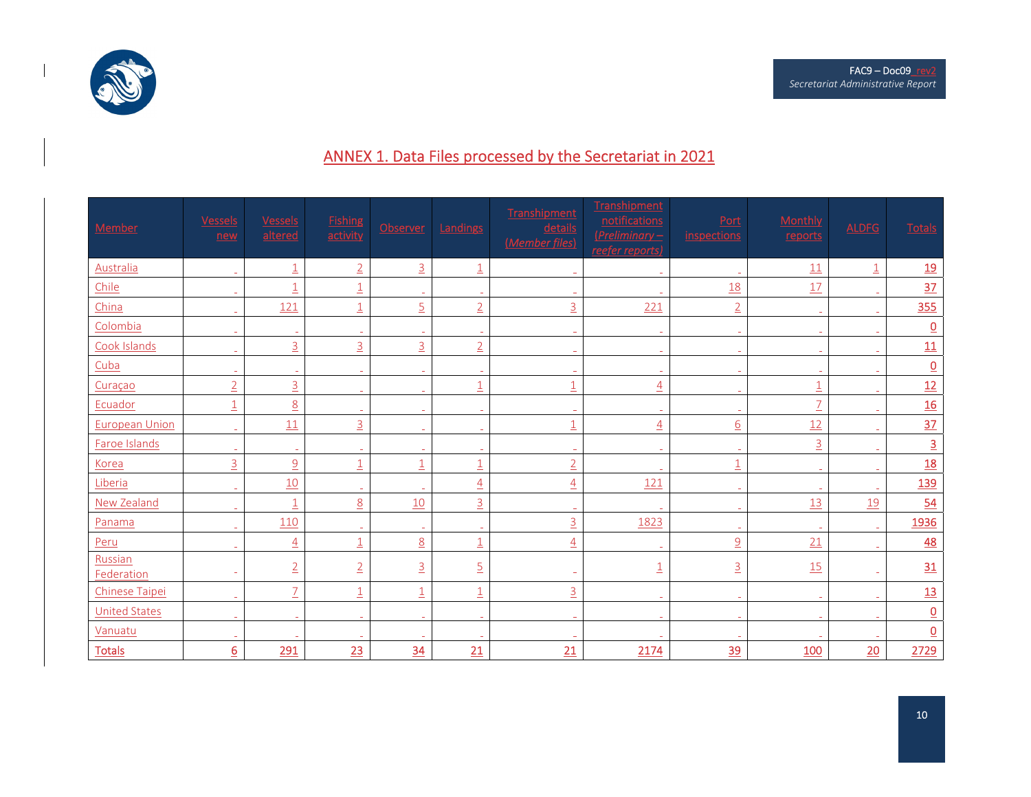## ANNEX 1. Data Files processed by the Secretariat in 2021

| Member | Vessels new | Vessels altered | Fishing activity | Observer | Landings | Transhipment details (*Member files*) | Transhipment notifications (*Preliminary – reefer reports*) | Port inspections | Monthly reports | ALDFG | Totals |
|---|---|---|---|---|---|---|---|---|---|---|---|
| Australia | - | 1 | 2 | 3 | 1 | - | - | - | 11 | 1 | 19 |
| Chile | - | 1 | 1 | - | - | - | - | 18 | 17 | - | 37 |
| China | - | 121 | 1 | 5 | 2 | 3 | 221 | 2 | - | - | 355 |
| Colombia | - | - | - | - | - | - | - | - | - | - | 0 |
| Cook Islands | - | 3 | 3 | 3 | 2 | - | - | - | - | - | 11 |
| Cuba | - | - | - | - | - | - | - | - | - | - | 0 |
| Curaçao | 2 | 3 | - | - | 1 | 1 | 4 | - | 1 | - | 12 |
| Ecuador | 1 | 8 | - | - | - | - | - | - | 7 | - | 16 |
| European Union | - | 11 | 3 | - | - | 1 | 4 | 6 | 12 | - | 37 |
| Faroe Islands | - | - | - | - | - | - | - | - | 3 | - | 3 |
| Korea | 3 | 9 | 1 | 1 | 1 | 2 | - | 1 | - | - | 18 |
| Liberia | - | 10 | - | - | 4 | 4 | 121 | - | - | - | 139 |
| New Zealand | - | 1 | 8 | 10 | 3 | - | - | - | 13 | 19 | 54 |
| Panama | - | 110 | - | - | - | 3 | 1823 | - | - | - | 1936 |
| Peru | - | 4 | 1 | 8 | 1 | 4 | - | 9 | 21 | - | 48 |
| Russian Federation | - | 2 | 2 | 3 | 5 | - | 1 | 3 | 15 | - | 31 |
| Chinese Taipei | - | 7 | 1 | 1 | 1 | 3 | - | - | - | - | 13 |
| United States | - | - | - | - | - | - | - | - | - | - | 0 |
| Vanuatu | - | - | - | - | - | - | - | - | - | - | 0 |
| **Totals** | 6 | 291 | 23 | 34 | 21 | 21 | 2174 | 39 | 100 | 20 | 2729 |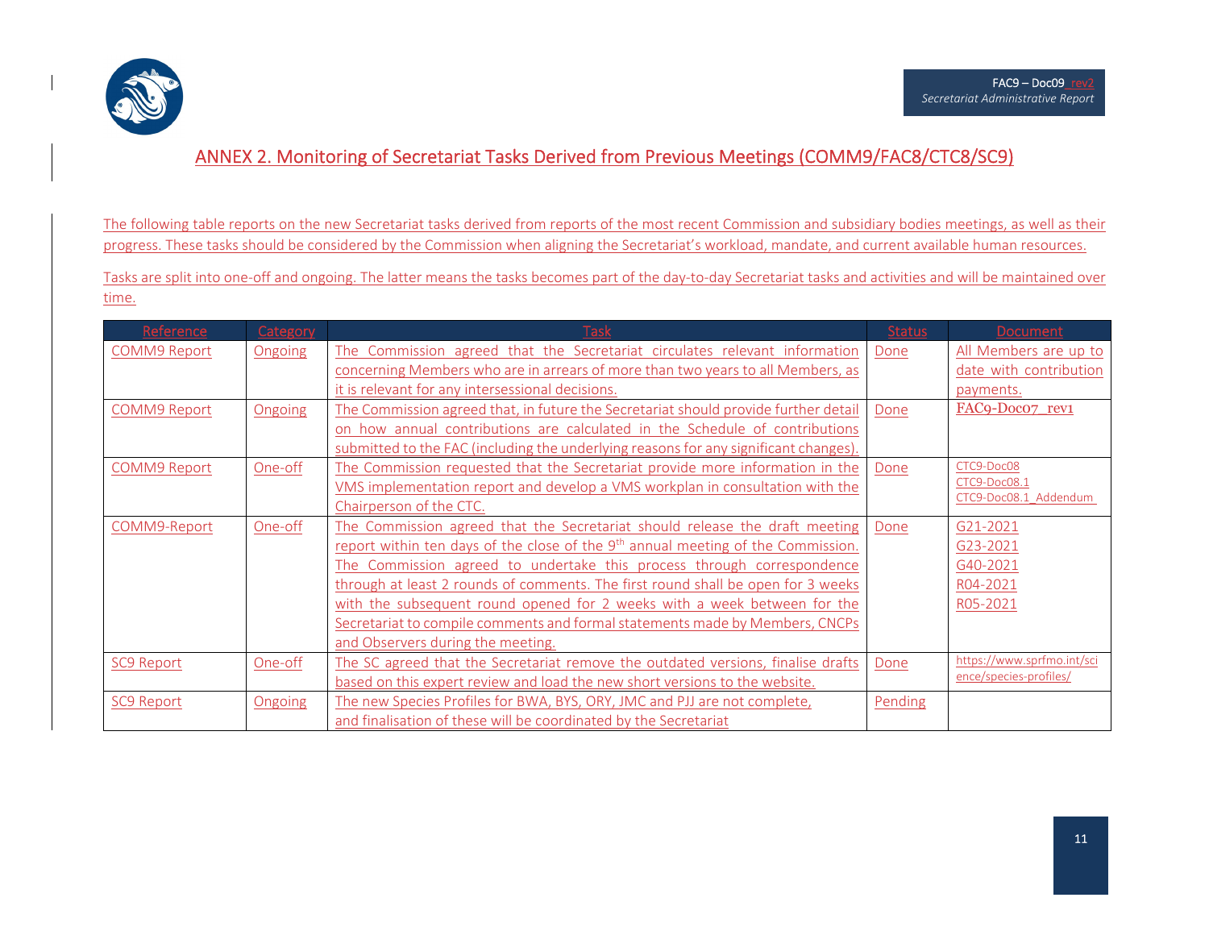## ANNEX 2. Monitoring of Secretariat Tasks Derived from Previous Meetings (COMM9/FAC8/CTC8/SC9)

The following table reports on the new Secretariat tasks derived from reports of the most recent Commission and subsidiary bodies meetings, as well as their progress. These tasks should be considered by the Commission when aligning the Secretariat's workload, mandate, and current available human resources.

Tasks are split into one-off and ongoing. The latter means the tasks becomes part of the day-to-day Secretariat tasks and activities and will be maintained over time.

| Reference | Category | Task | Status | Document |
|---|---|---|---|---|
| COMM9 Report | Ongoing | The Commission agreed that the Secretariat circulates relevant information concerning Members who are in arrears of more than two years to all Members, as it is relevant for any intersessional decisions. | Done | All Members are up to date with contribution payments. |
| COMM9 Report | Ongoing | The Commission agreed that, in future the Secretariat should provide further detail on how annual contributions are calculated in the Schedule of contributions submitted to the FAC (including the underlying reasons for any significant changes). | Done | FAC9-Doc07_rev1 |
| COMM9 Report | One-off | The Commission requested that the Secretariat provide more information in the VMS implementation report and develop a VMS workplan in consultation with the Chairperson of the CTC. | Done | CTC9-Doc08<br>CTC9-Doc08.1<br>CTC9-Doc08.1_Addendum |
| COMM9-Report | One-off | The Commission agreed that the Secretariat should release the draft meeting report within ten days of the close of the 9th annual meeting of the Commission. The Commission agreed to undertake this process through correspondence through at least 2 rounds of comments. The first round shall be open for 3 weeks with the subsequent round opened for 2 weeks with a week between for the Secretariat to compile comments and formal statements made by Members, CNCPs and Observers during the meeting. | Done | G21-2021<br>G23-2021<br>G40-2021<br>R04-2021<br>R05-2021 |
| SC9 Report | One-off | The SC agreed that the Secretariat remove the outdated versions, finalise drafts based on this expert review and load the new short versions to the website. | Done | https://www.sprfmo.int/science/species-profiles/ |
| SC9 Report | Ongoing | The new Species Profiles for BWA, BYS, ORY, JMC and PJJ are not complete, and finalisation of these will be coordinated by the Secretariat | Pending | |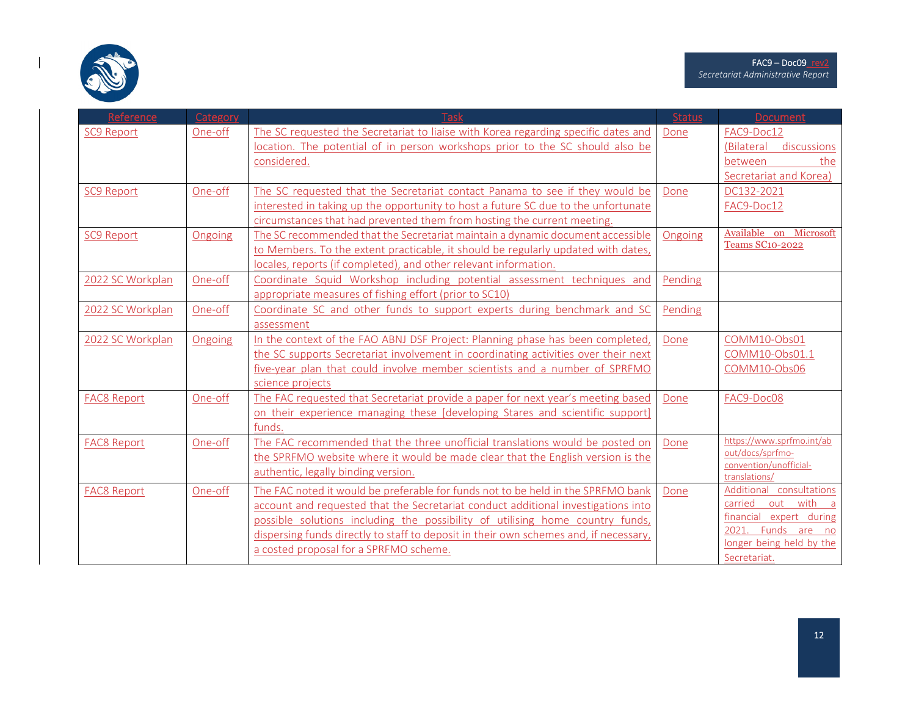| Reference | Category | Task | Status | Document |
|---|---|---|---|---|
| SC9 Report | One-off | The SC requested the Secretariat to liaise with Korea regarding specific dates and location. The potential of in person workshops prior to the SC should also be considered. | Done | FAC9-Doc12 (Bilateral discussions between the Secretariat and Korea) |
| SC9 Report | One-off | The SC requested that the Secretariat contact Panama to see if they would be interested in taking up the opportunity to host a future SC due to the unfortunate circumstances that had prevented them from hosting the current meeting. | Done | DC132-2021 FAC9-Doc12 |
| SC9 Report | Ongoing | The SC recommended that the Secretariat maintain a dynamic document accessible to Members. To the extent practicable, it should be regularly updated with dates, locales, reports (if completed), and other relevant information. | Ongoing | Available on Microsoft Teams SC10-2022 |
| 2022 SC Workplan | One-off | Coordinate Squid Workshop including potential assessment techniques and appropriate measures of fishing effort (prior to SC10) | Pending | |
| 2022 SC Workplan | One-off | Coordinate SC and other funds to support experts during benchmark and SC assessment | Pending | |
| 2022 SC Workplan | Ongoing | In the context of the FAO ABNJ DSF Project: Planning phase has been completed, the SC supports Secretariat involvement in coordinating activities over their next five-year plan that could involve member scientists and a number of SPRFMO science projects | Done | COMM10-Obs01 COMM10-Obs01.1 COMM10-Obs06 |
| FAC8 Report | One-off | The FAC requested that Secretariat provide a paper for next year's meeting based on their experience managing these [developing Stares and scientific support] funds. | Done | FAC9-Doc08 |
| FAC8 Report | One-off | The FAC recommended that the three unofficial translations would be posted on the SPRFMO website where it would be made clear that the English version is the authentic, legally binding version. | Done | https://www.sprfmo.int/about/docs/sprfmo-convention/unofficial-translations/ |
| FAC8 Report | One-off | The FAC noted it would be preferable for funds not to be held in the SPRFMO bank account and requested that the Secretariat conduct additional investigations into possible solutions including the possibility of utilising home country funds, dispersing funds directly to staff to deposit in their own schemes and, if necessary, a costed proposal for a SPRFMO scheme. | Done | Additional consultations carried out with a financial expert during 2021. Funds are no longer being held by the Secretariat. |